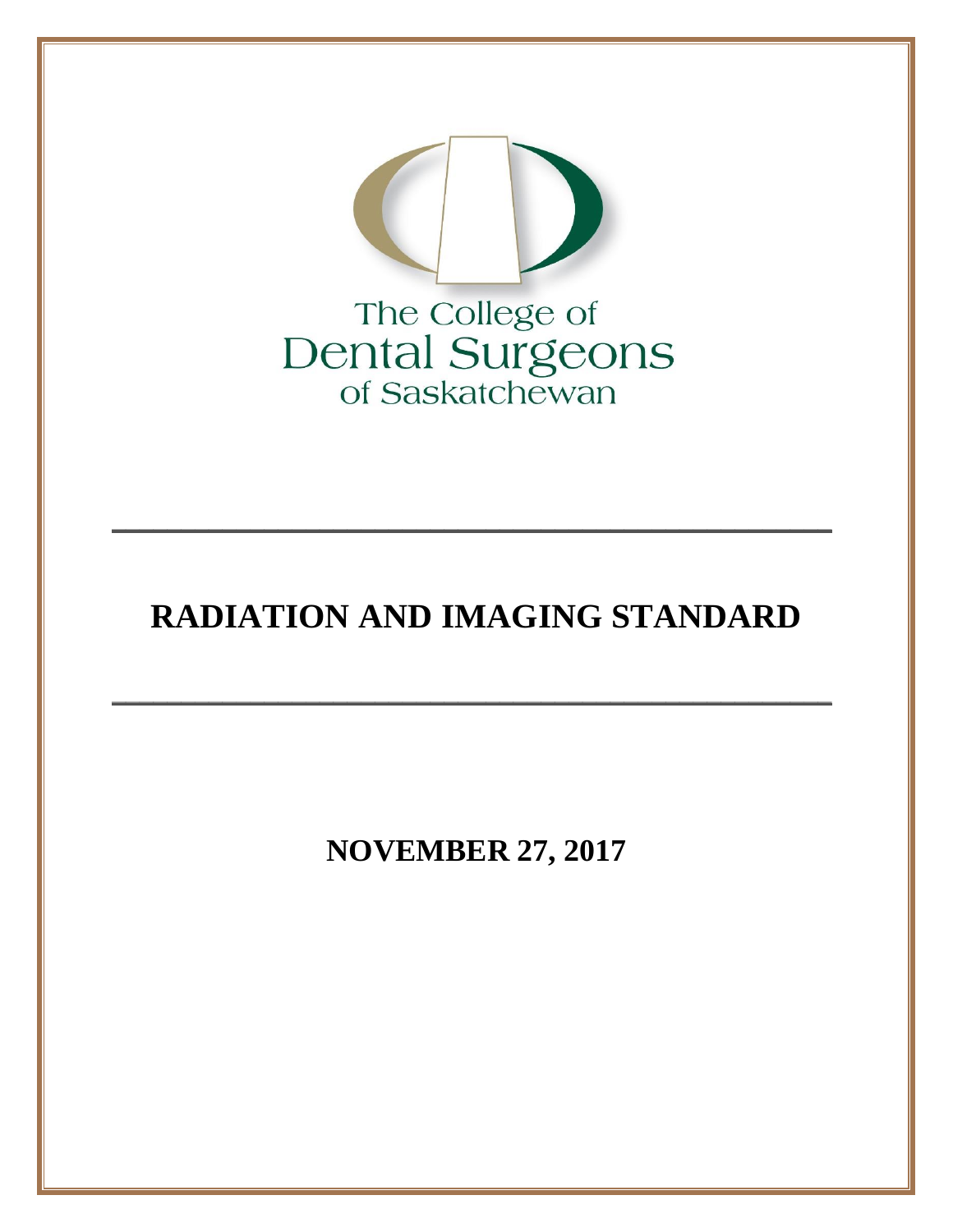The College of
Dental Surgeons
of Saskatchewan

---

# RADIATION AND IMAGING STANDARD

---

**NOVEMBER 27, 2017**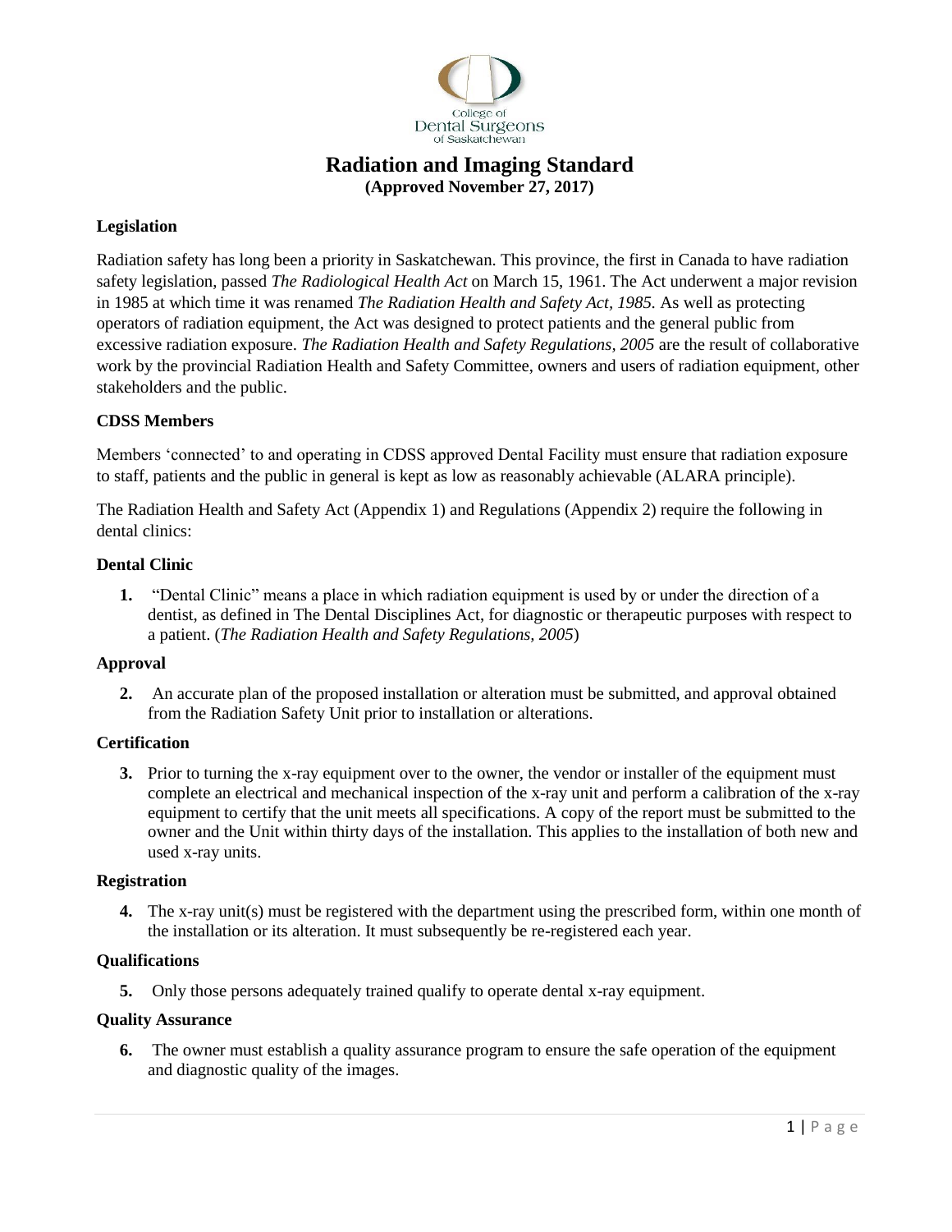# Radiation and Imaging Standard

**(Approved November 27, 2017)**

### Legislation

Radiation safety has long been a priority in Saskatchewan. This province, the first in Canada to have radiation safety legislation, passed *The Radiological Health Act* on March 15, 1961. The Act underwent a major revision in 1985 at which time it was renamed *The Radiation Health and Safety Act, 1985.* As well as protecting operators of radiation equipment, the Act was designed to protect patients and the general public from excessive radiation exposure. *The Radiation Health and Safety Regulations, 2005* are the result of collaborative work by the provincial Radiation Health and Safety Committee, owners and users of radiation equipment, other stakeholders and the public.

### CDSS Members

Members 'connected' to and operating in CDSS approved Dental Facility must ensure that radiation exposure to staff, patients and the public in general is kept as low as reasonably achievable (ALARA principle).

The Radiation Health and Safety Act (Appendix 1) and Regulations (Appendix 2) require the following in dental clinics:

### Dental Clinic

1. "Dental Clinic" means a place in which radiation equipment is used by or under the direction of a dentist, as defined in The Dental Disciplines Act, for diagnostic or therapeutic purposes with respect to a patient. (*The Radiation Health and Safety Regulations, 2005*)

### Approval

2. An accurate plan of the proposed installation or alteration must be submitted, and approval obtained from the Radiation Safety Unit prior to installation or alterations.

### Certification

3. Prior to turning the x-ray equipment over to the owner, the vendor or installer of the equipment must complete an electrical and mechanical inspection of the x-ray unit and perform a calibration of the x-ray equipment to certify that the unit meets all specifications. A copy of the report must be submitted to the owner and the Unit within thirty days of the installation. This applies to the installation of both new and used x-ray units.

### Registration

4. The x-ray unit(s) must be registered with the department using the prescribed form, within one month of the installation or its alteration. It must subsequently be re-registered each year.

### Qualifications

5. Only those persons adequately trained qualify to operate dental x-ray equipment.

### Quality Assurance

6. The owner must establish a quality assurance program to ensure the safe operation of the equipment and diagnostic quality of the images.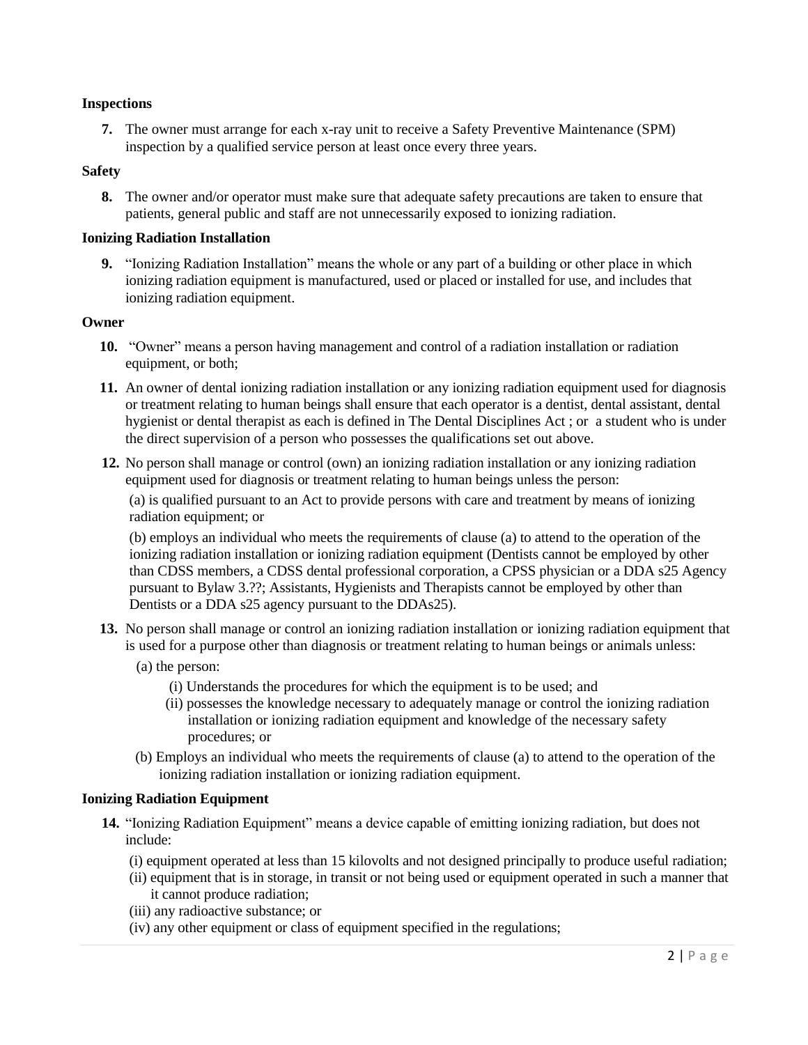**Inspections**

7. The owner must arrange for each x-ray unit to receive a Safety Preventive Maintenance (SPM) inspection by a qualified service person at least once every three years.

**Safety**

8. The owner and/or operator must make sure that adequate safety precautions are taken to ensure that patients, general public and staff are not unnecessarily exposed to ionizing radiation.

**Ionizing Radiation Installation**

9. "Ionizing Radiation Installation" means the whole or any part of a building or other place in which ionizing radiation equipment is manufactured, used or placed or installed for use, and includes that ionizing radiation equipment.

**Owner**

10. "Owner" means a person having management and control of a radiation installation or radiation equipment, or both;

11. An owner of dental ionizing radiation installation or any ionizing radiation equipment used for diagnosis or treatment relating to human beings shall ensure that each operator is a dentist, dental assistant, dental hygienist or dental therapist as each is defined in The Dental Disciplines Act ; or a student who is under the direct supervision of a person who possesses the qualifications set out above.

12. No person shall manage or control (own) an ionizing radiation installation or any ionizing radiation equipment used for diagnosis or treatment relating to human beings unless the person:

    (a) is qualified pursuant to an Act to provide persons with care and treatment by means of ionizing radiation equipment; or

    (b) employs an individual who meets the requirements of clause (a) to attend to the operation of the ionizing radiation installation or ionizing radiation equipment (Dentists cannot be employed by other than CDSS members, a CDSS dental professional corporation, a CPSS physician or a DDA s25 Agency pursuant to Bylaw 3.??; Assistants, Hygienists and Therapists cannot be employed by other than Dentists or a DDA s25 agency pursuant to the DDAs25).

13. No person shall manage or control an ionizing radiation installation or ionizing radiation equipment that is used for a purpose other than diagnosis or treatment relating to human beings or animals unless:

    (a) the person:

    (i) Understands the procedures for which the equipment is to be used; and

    (ii) possesses the knowledge necessary to adequately manage or control the ionizing radiation installation or ionizing radiation equipment and knowledge of the necessary safety procedures; or

    (b) Employs an individual who meets the requirements of clause (a) to attend to the operation of the ionizing radiation installation or ionizing radiation equipment.

**Ionizing Radiation Equipment**

14. "Ionizing Radiation Equipment" means a device capable of emitting ionizing radiation, but does not include:

    (i) equipment operated at less than 15 kilovolts and not designed principally to produce useful radiation;

    (ii) equipment that is in storage, in transit or not being used or equipment operated in such a manner that it cannot produce radiation;

    (iii) any radioactive substance; or

    (iv) any other equipment or class of equipment specified in the regulations;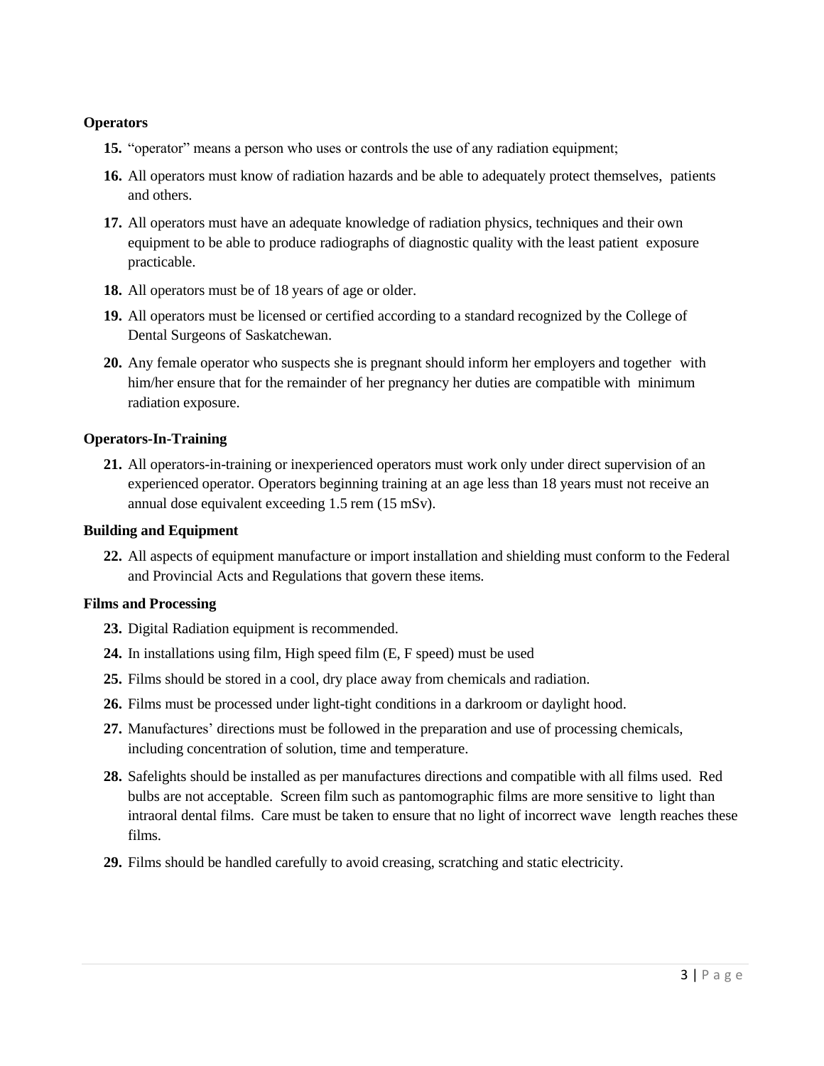**Operators**

15. "operator" means a person who uses or controls the use of any radiation equipment;
16. All operators must know of radiation hazards and be able to adequately protect themselves, patients and others.
17. All operators must have an adequate knowledge of radiation physics, techniques and their own equipment to be able to produce radiographs of diagnostic quality with the least patient exposure practicable.
18. All operators must be of 18 years of age or older.
19. All operators must be licensed or certified according to a standard recognized by the College of Dental Surgeons of Saskatchewan.
20. Any female operator who suspects she is pregnant should inform her employers and together with him/her ensure that for the remainder of her pregnancy her duties are compatible with minimum radiation exposure.

**Operators-In-Training**

21. All operators-in-training or inexperienced operators must work only under direct supervision of an experienced operator. Operators beginning training at an age less than 18 years must not receive an annual dose equivalent exceeding 1.5 rem (15 mSv).

**Building and Equipment**

22. All aspects of equipment manufacture or import installation and shielding must conform to the Federal and Provincial Acts and Regulations that govern these items.

**Films and Processing**

23. Digital Radiation equipment is recommended.
24. In installations using film, High speed film (E, F speed) must be used
25. Films should be stored in a cool, dry place away from chemicals and radiation.
26. Films must be processed under light-tight conditions in a darkroom or daylight hood.
27. Manufactures' directions must be followed in the preparation and use of processing chemicals, including concentration of solution, time and temperature.
28. Safelights should be installed as per manufactures directions and compatible with all films used. Red bulbs are not acceptable. Screen film such as pantomographic films are more sensitive to light than intraoral dental films. Care must be taken to ensure that no light of incorrect wave length reaches these films.
29. Films should be handled carefully to avoid creasing, scratching and static electricity.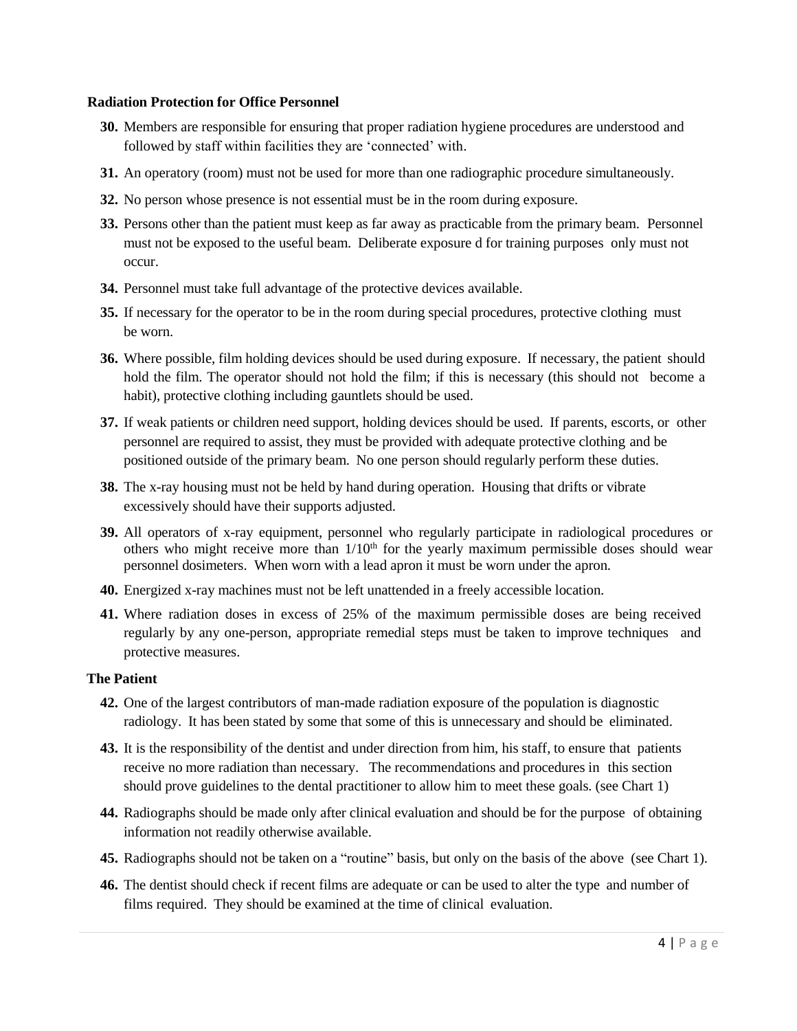**Radiation Protection for Office Personnel**

**30.** Members are responsible for ensuring that proper radiation hygiene procedures are understood and followed by staff within facilities they are 'connected' with.

**31.** An operatory (room) must not be used for more than one radiographic procedure simultaneously.

**32.** No person whose presence is not essential must be in the room during exposure.

**33.** Persons other than the patient must keep as far away as practicable from the primary beam. Personnel must not be exposed to the useful beam. Deliberate exposure d for training purposes only must not occur.

**34.** Personnel must take full advantage of the protective devices available.

**35.** If necessary for the operator to be in the room during special procedures, protective clothing must be worn.

**36.** Where possible, film holding devices should be used during exposure. If necessary, the patient should hold the film. The operator should not hold the film; if this is necessary (this should not become a habit), protective clothing including gauntlets should be used.

**37.** If weak patients or children need support, holding devices should be used. If parents, escorts, or other personnel are required to assist, they must be provided with adequate protective clothing and be positioned outside of the primary beam. No one person should regularly perform these duties.

**38.** The x-ray housing must not be held by hand during operation. Housing that drifts or vibrate excessively should have their supports adjusted.

**39.** All operators of x-ray equipment, personnel who regularly participate in radiological procedures or others who might receive more than $1/10^{th}$ for the yearly maximum permissible doses should wear personnel dosimeters. When worn with a lead apron it must be worn under the apron.

**40.** Energized x-ray machines must not be left unattended in a freely accessible location.

**41.** Where radiation doses in excess of 25% of the maximum permissible doses are being received regularly by any one-person, appropriate remedial steps must be taken to improve techniques and protective measures.

**The Patient**

**42.** One of the largest contributors of man-made radiation exposure of the population is diagnostic radiology. It has been stated by some that some of this is unnecessary and should be eliminated.

**43.** It is the responsibility of the dentist and under direction from him, his staff, to ensure that patients receive no more radiation than necessary. The recommendations and procedures in this section should prove guidelines to the dental practitioner to allow him to meet these goals. (see Chart 1)

**44.** Radiographs should be made only after clinical evaluation and should be for the purpose of obtaining information not readily otherwise available.

**45.** Radiographs should not be taken on a "routine" basis, but only on the basis of the above (see Chart 1).

**46.** The dentist should check if recent films are adequate or can be used to alter the type and number of films required. They should be examined at the time of clinical evaluation.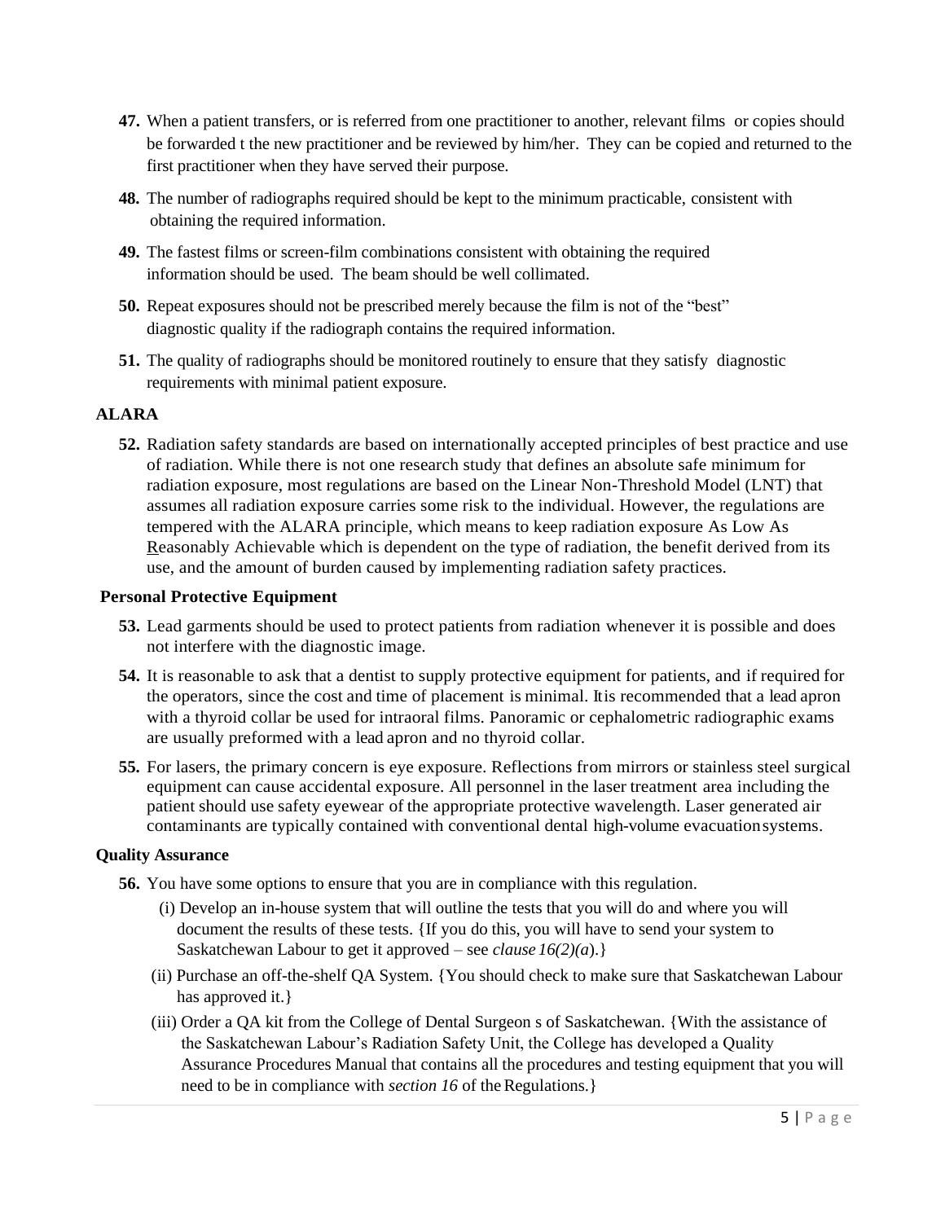47. When a patient transfers, or is referred from one practitioner to another, relevant films or copies should be forwarded t the new practitioner and be reviewed by him/her. They can be copied and returned to the first practitioner when they have served their purpose.

48. The number of radiographs required should be kept to the minimum practicable, consistent with obtaining the required information.

49. The fastest films or screen-film combinations consistent with obtaining the required information should be used. The beam should be well collimated.

50. Repeat exposures should not be prescribed merely because the film is not of the "best" diagnostic quality if the radiograph contains the required information.

51. The quality of radiographs should be monitored routinely to ensure that they satisfy diagnostic requirements with minimal patient exposure.

### ALARA

52. Radiation safety standards are based on internationally accepted principles of best practice and use of radiation. While there is not one research study that defines an absolute safe minimum for radiation exposure, most regulations are based on the Linear Non-Threshold Model (LNT) that assumes all radiation exposure carries some risk to the individual. However, the regulations are tempered with the ALARA principle, which means to keep radiation exposure As Low As Reasonably Achievable which is dependent on the type of radiation, the benefit derived from its use, and the amount of burden caused by implementing radiation safety practices.

### Personal Protective Equipment

53. Lead garments should be used to protect patients from radiation whenever it is possible and does not interfere with the diagnostic image.

54. It is reasonable to ask that a dentist to supply protective equipment for patients, and if required for the operators, since the cost and time of placement is minimal. Itis recommended that a lead apron with a thyroid collar be used for intraoral films. Panoramic or cephalometric radiographic exams are usually preformed with a lead apron and no thyroid collar.

55. For lasers, the primary concern is eye exposure. Reflections from mirrors or stainless steel surgical equipment can cause accidental exposure. All personnel in the laser treatment area including the patient should use safety eyewear of the appropriate protective wavelength. Laser generated air contaminants are typically contained with conventional dental high-volume evacuationsystems.

### Quality Assurance

56. You have some options to ensure that you are in compliance with this regulation.
    - (i) Develop an in-house system that will outline the tests that you will do and where you will document the results of these tests. {If you do this, you will have to send your system to Saskatchewan Labour to get it approved – see *clause 16(2)(a)*.}
    - (ii) Purchase an off-the-shelf QA System. {You should check to make sure that Saskatchewan Labour has approved it.}
    - (iii) Order a QA kit from the College of Dental Surgeon s of Saskatchewan. {With the assistance of the Saskatchewan Labour's Radiation Safety Unit, the College has developed a Quality Assurance Procedures Manual that contains all the procedures and testing equipment that you will need to be in compliance with *section 16* of the Regulations.}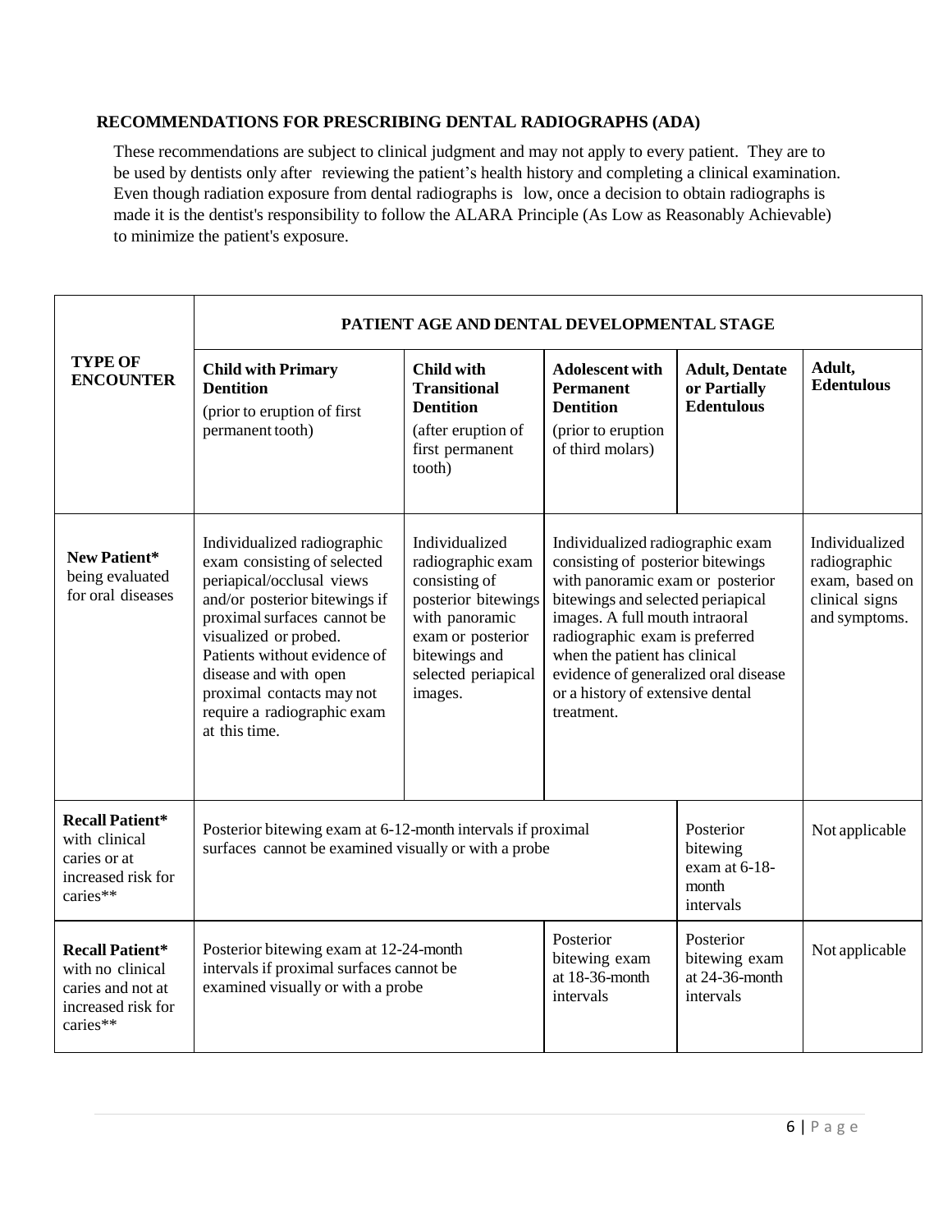## RECOMMENDATIONS FOR PRESCRIBING DENTAL RADIOGRAPHS (ADA)

These recommendations are subject to clinical judgment and may not apply to every patient. They are to be used by dentists only after reviewing the patient's health history and completing a clinical examination. Even though radiation exposure from dental radiographs is low, once a decision to obtain radiographs is made it is the dentist's responsibility to follow the ALARA Principle (As Low as Reasonably Achievable) to minimize the patient's exposure.

| TYPE OF ENCOUNTER | PATIENT AGE AND DENTAL DEVELOPMENTAL STAGE | | | | |
|---|---|---|---|---|---|
| | **Child with Primary Dentition** (prior to eruption of first permanent tooth) | **Child with Transitional Dentition** (after eruption of first permanent tooth) | **Adolescent with Permanent Dentition** (prior to eruption of third molars) | **Adult, Dentate or Partially Edentulous** | **Adult, Edentulous** |
| **New Patient*** being evaluated for oral diseases | Individualized radiographic exam consisting of selected periapical/occlusal views and/or posterior bitewings if proximal surfaces cannot be visualized or probed. Patients without evidence of disease and with open proximal contacts may not require a radiographic exam at this time. | Individualized radiographic exam consisting of posterior bitewings with panoramic exam or posterior bitewings and selected periapical images. | Individualized radiographic exam consisting of posterior bitewings with panoramic exam or posterior bitewings and selected periapical images. A full mouth intraoral radiographic exam is preferred when the patient has clinical evidence of generalized oral disease or a history of extensive dental treatment. | | Individualized radiographic exam, based on clinical signs and symptoms. |
| **Recall Patient*** with clinical caries or at increased risk for caries** | Posterior bitewing exam at 6-12-month intervals if proximal surfaces cannot be examined visually or with a probe | | | Posterior bitewing exam at 6-18-month intervals | Not applicable |
| **Recall Patient*** with no clinical caries and not at increased risk for caries** | Posterior bitewing exam at 12-24-month intervals if proximal surfaces cannot be examined visually or with a probe | | Posterior bitewing exam at 18-36-month intervals | Posterior bitewing exam at 24-36-month intervals | Not applicable |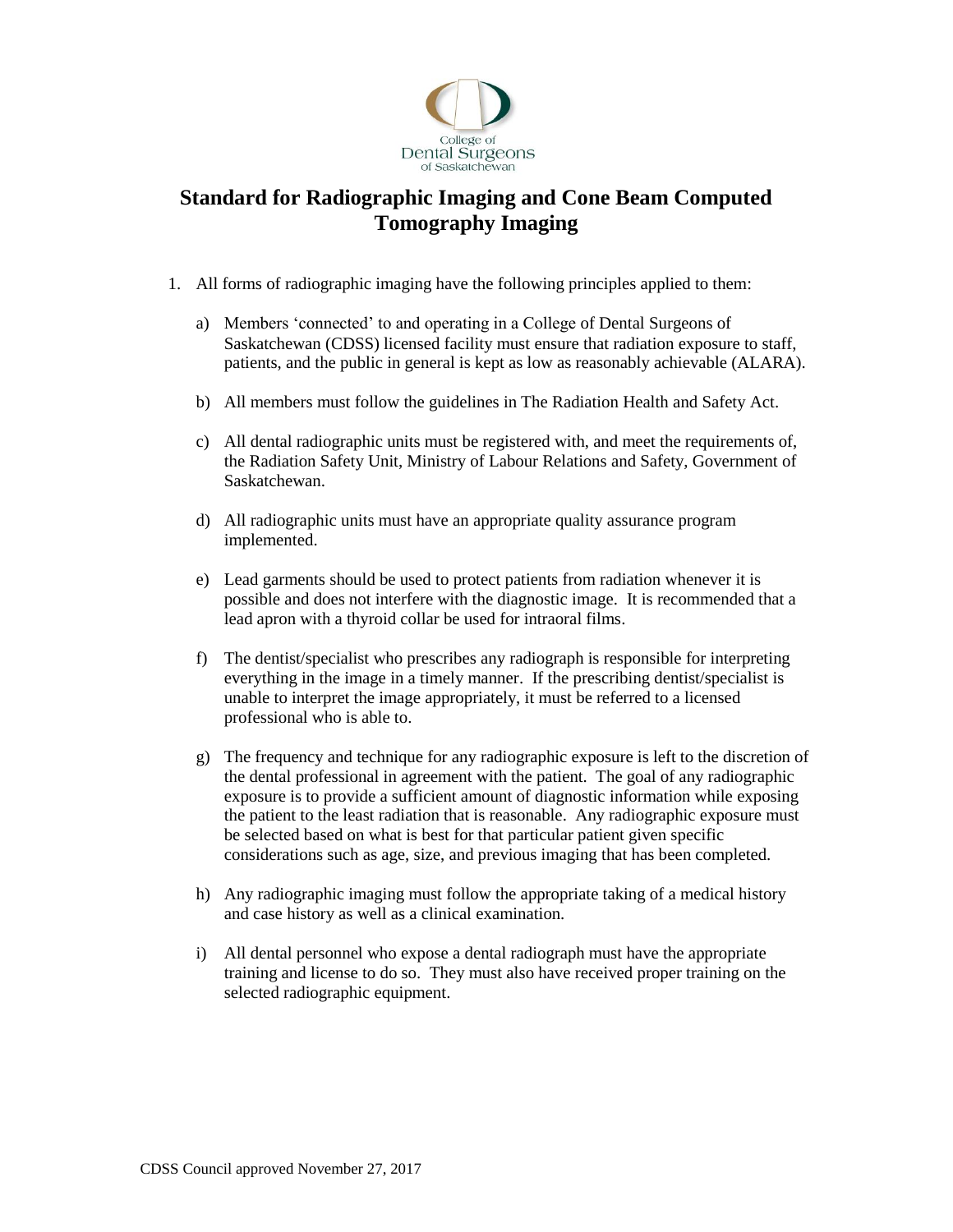College of Dental Surgeons of Saskatchewan

# Standard for Radiographic Imaging and Cone Beam Computed Tomography Imaging

1. All forms of radiographic imaging have the following principles applied to them:

   a) Members 'connected' to and operating in a College of Dental Surgeons of Saskatchewan (CDSS) licensed facility must ensure that radiation exposure to staff, patients, and the public in general is kept as low as reasonably achievable (ALARA).

   b) All members must follow the guidelines in The Radiation Health and Safety Act.

   c) All dental radiographic units must be registered with, and meet the requirements of, the Radiation Safety Unit, Ministry of Labour Relations and Safety, Government of Saskatchewan.

   d) All radiographic units must have an appropriate quality assurance program implemented.

   e) Lead garments should be used to protect patients from radiation whenever it is possible and does not interfere with the diagnostic image. It is recommended that a lead apron with a thyroid collar be used for intraoral films.

   f) The dentist/specialist who prescribes any radiograph is responsible for interpreting everything in the image in a timely manner. If the prescribing dentist/specialist is unable to interpret the image appropriately, it must be referred to a licensed professional who is able to.

   g) The frequency and technique for any radiographic exposure is left to the discretion of the dental professional in agreement with the patient. The goal of any radiographic exposure is to provide a sufficient amount of diagnostic information while exposing the patient to the least radiation that is reasonable. Any radiographic exposure must be selected based on what is best for that particular patient given specific considerations such as age, size, and previous imaging that has been completed.

   h) Any radiographic imaging must follow the appropriate taking of a medical history and case history as well as a clinical examination.

   i) All dental personnel who expose a dental radiograph must have the appropriate training and license to do so. They must also have received proper training on the selected radiographic equipment.

CDSS Council approved November 27, 2017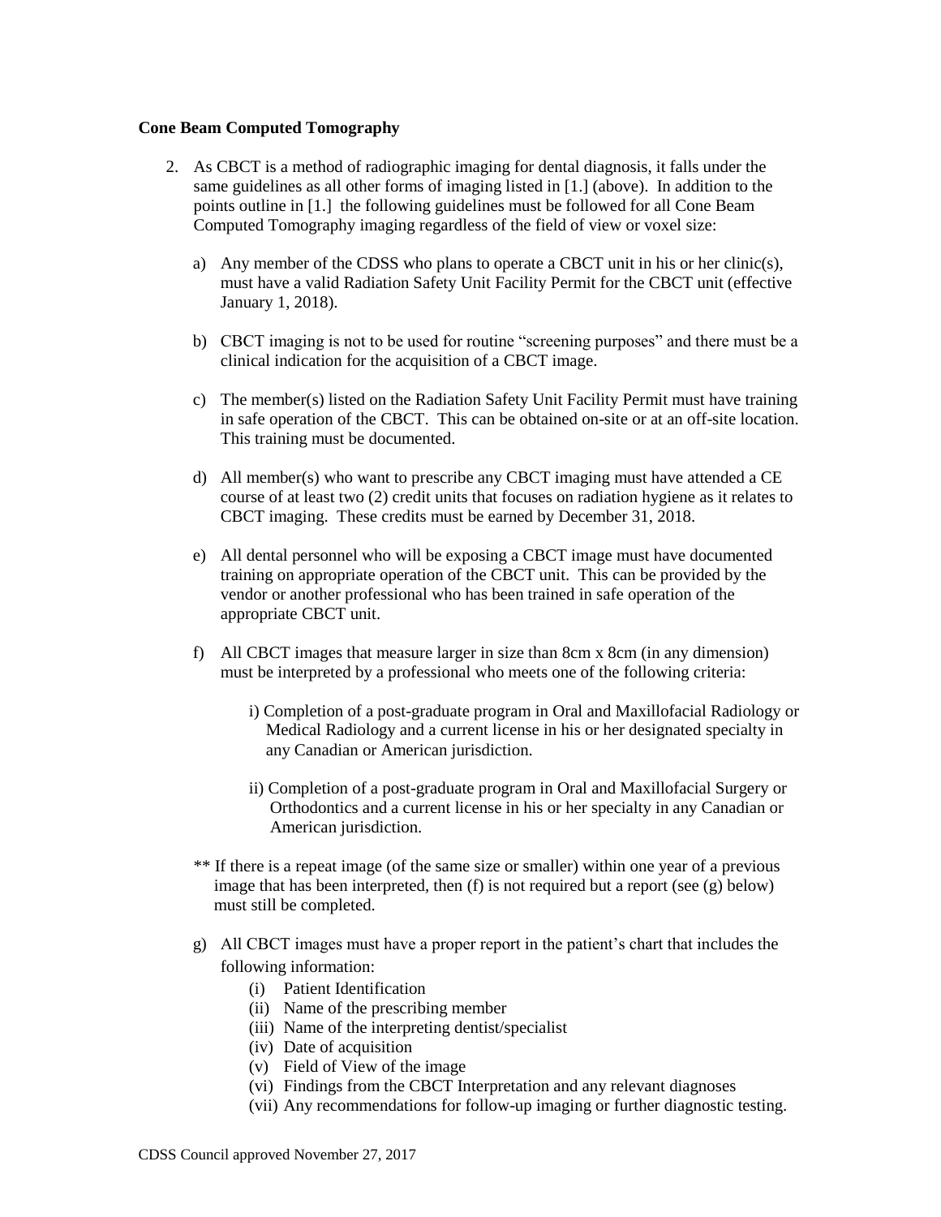**Cone Beam Computed Tomography**

2. As CBCT is a method of radiographic imaging for dental diagnosis, it falls under the same guidelines as all other forms of imaging listed in [1.] (above). In addition to the points outline in [1.] the following guidelines must be followed for all Cone Beam Computed Tomography imaging regardless of the field of view or voxel size:

   a) Any member of the CDSS who plans to operate a CBCT unit in his or her clinic(s), must have a valid Radiation Safety Unit Facility Permit for the CBCT unit (effective January 1, 2018).

   b) CBCT imaging is not to be used for routine "screening purposes" and there must be a clinical indication for the acquisition of a CBCT image.

   c) The member(s) listed on the Radiation Safety Unit Facility Permit must have training in safe operation of the CBCT. This can be obtained on-site or at an off-site location. This training must be documented.

   d) All member(s) who want to prescribe any CBCT imaging must have attended a CE course of at least two (2) credit units that focuses on radiation hygiene as it relates to CBCT imaging. These credits must be earned by December 31, 2018.

   e) All dental personnel who will be exposing a CBCT image must have documented training on appropriate operation of the CBCT unit. This can be provided by the vendor or another professional who has been trained in safe operation of the appropriate CBCT unit.

   f) All CBCT images that measure larger in size than 8cm x 8cm (in any dimension) must be interpreted by a professional who meets one of the following criteria:

      i) Completion of a post-graduate program in Oral and Maxillofacial Radiology or Medical Radiology and a current license in his or her designated specialty in any Canadian or American jurisdiction.

      ii) Completion of a post-graduate program in Oral and Maxillofacial Surgery or Orthodontics and a current license in his or her specialty in any Canadian or American jurisdiction.

   ** If there is a repeat image (of the same size or smaller) within one year of a previous image that has been interpreted, then (f) is not required but a report (see (g) below) must still be completed.

   g) All CBCT images must have a proper report in the patient's chart that includes the following information:
      (i) Patient Identification
      (ii) Name of the prescribing member
      (iii) Name of the interpreting dentist/specialist
      (iv) Date of acquisition
      (v) Field of View of the image
      (vi) Findings from the CBCT Interpretation and any relevant diagnoses
      (vii) Any recommendations for follow-up imaging or further diagnostic testing.

CDSS Council approved November 27, 2017